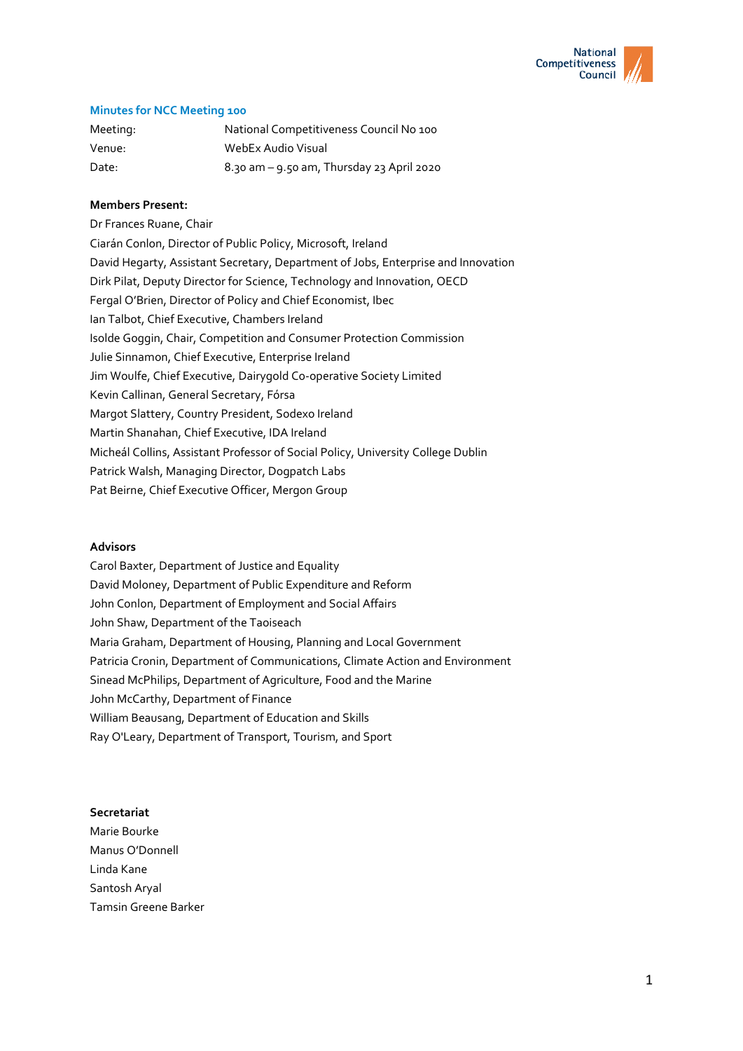## Minutes for NCC Meeting 100

| | |
|---|---|
| Meeting: | National Competitiveness Council No 100 |
| Venue: | WebEx Audio Visual |
| Date: | 8.30 am – 9.50 am, Thursday 23 April 2020 |

**Members Present:**

Dr Frances Ruane, Chair
Ciarán Conlon, Director of Public Policy, Microsoft, Ireland
David Hegarty, Assistant Secretary, Department of Jobs, Enterprise and Innovation
Dirk Pilat, Deputy Director for Science, Technology and Innovation, OECD
Fergal O'Brien, Director of Policy and Chief Economist, Ibec
Ian Talbot, Chief Executive, Chambers Ireland
Isolde Goggin, Chair, Competition and Consumer Protection Commission
Julie Sinnamon, Chief Executive, Enterprise Ireland
Jim Woulfe, Chief Executive, Dairygold Co-operative Society Limited
Kevin Callinan, General Secretary, Fórsa
Margot Slattery, Country President, Sodexo Ireland
Martin Shanahan, Chief Executive, IDA Ireland
Micheál Collins, Assistant Professor of Social Policy, University College Dublin
Patrick Walsh, Managing Director, Dogpatch Labs
Pat Beirne, Chief Executive Officer, Mergon Group

**Advisors**

Carol Baxter, Department of Justice and Equality
David Moloney, Department of Public Expenditure and Reform
John Conlon, Department of Employment and Social Affairs
John Shaw, Department of the Taoiseach
Maria Graham, Department of Housing, Planning and Local Government
Patricia Cronin, Department of Communications, Climate Action and Environment
Sinead McPhilips, Department of Agriculture, Food and the Marine
John McCarthy, Department of Finance
William Beausang, Department of Education and Skills
Ray O'Leary, Department of Transport, Tourism, and Sport

**Secretariat**

Marie Bourke
Manus O'Donnell
Linda Kane
Santosh Aryal
Tamsin Greene Barker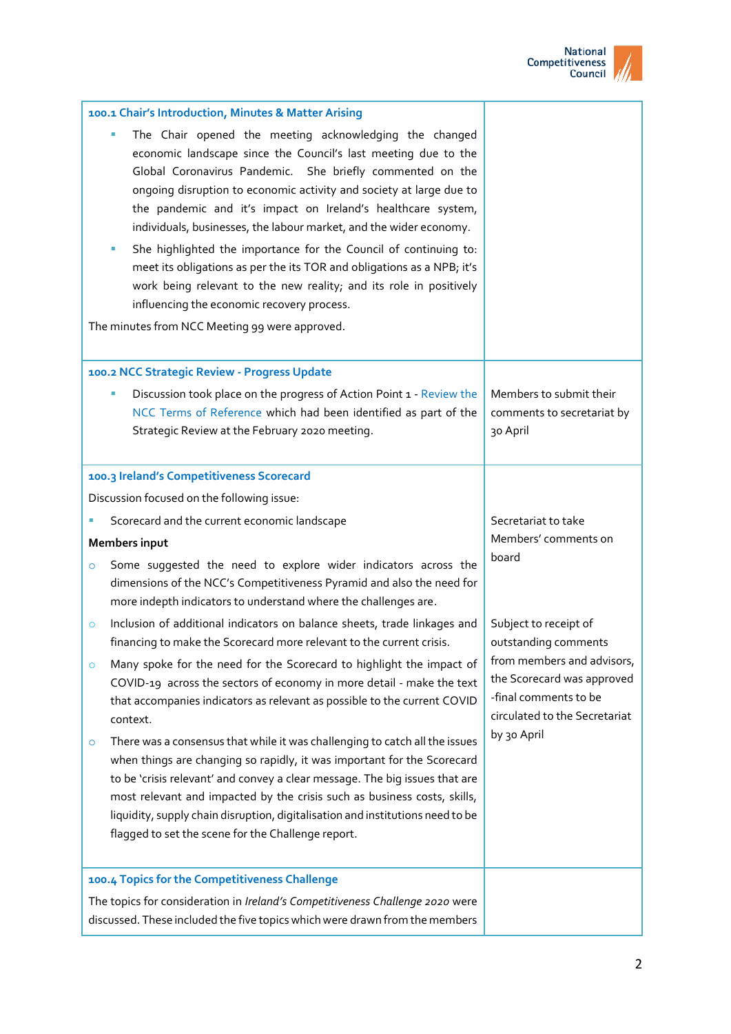| | |
|---|---|
| **100.1 Chair's Introduction, Minutes & Matter Arising**<br><br>▪ The Chair opened the meeting acknowledging the changed economic landscape since the Council's last meeting due to the Global Coronavirus Pandemic. She briefly commented on the ongoing disruption to economic activity and society at large due to the pandemic and it's impact on Ireland's healthcare system, individuals, businesses, the labour market, and the wider economy.<br>▪ She highlighted the importance for the Council of continuing to: meet its obligations as per the its TOR and obligations as a NPB; it's work being relevant to the new reality; and its role in positively influencing the economic recovery process.<br><br>The minutes from NCC Meeting 99 were approved. | |
| **100.2 NCC Strategic Review - Progress Update**<br><br>▪ Discussion took place on the progress of Action Point 1 - Review the NCC Terms of Reference which had been identified as part of the Strategic Review at the February 2020 meeting. | Members to submit their comments to secretariat by 30 April |
| **100.3 Ireland's Competitiveness Scorecard**<br><br>Discussion focused on the following issue:<br><br>▪ Scorecard and the current economic landscape<br><br>**Members input**<br><br>○ Some suggested the need to explore wider indicators across the dimensions of the NCC's Competitiveness Pyramid and also the need for more indepth indicators to understand where the challenges are.<br>○ Inclusion of additional indicators on balance sheets, trade linkages and financing to make the Scorecard more relevant to the current crisis.<br>○ Many spoke for the need for the Scorecard to highlight the impact of COVID-19 across the sectors of economy in more detail - make the text that accompanies indicators as relevant as possible to the current COVID context.<br>○ There was a consensus that while it was challenging to catch all the issues when things are changing so rapidly, it was important for the Scorecard to be 'crisis relevant' and convey a clear message. The big issues that are most relevant and impacted by the crisis such as business costs, skills, liquidity, supply chain disruption, digitalisation and institutions need to be flagged to set the scene for the Challenge report. | Secretariat to take Members' comments on board<br><br>Subject to receipt of outstanding comments from members and advisors, the Scorecard was approved -final comments to be circulated to the Secretariat by 30 April |
| **100.4 Topics for the Competitiveness Challenge**<br><br>The topics for consideration in *Ireland's Competitiveness Challenge 2020* were discussed. These included the five topics which were drawn from the members | |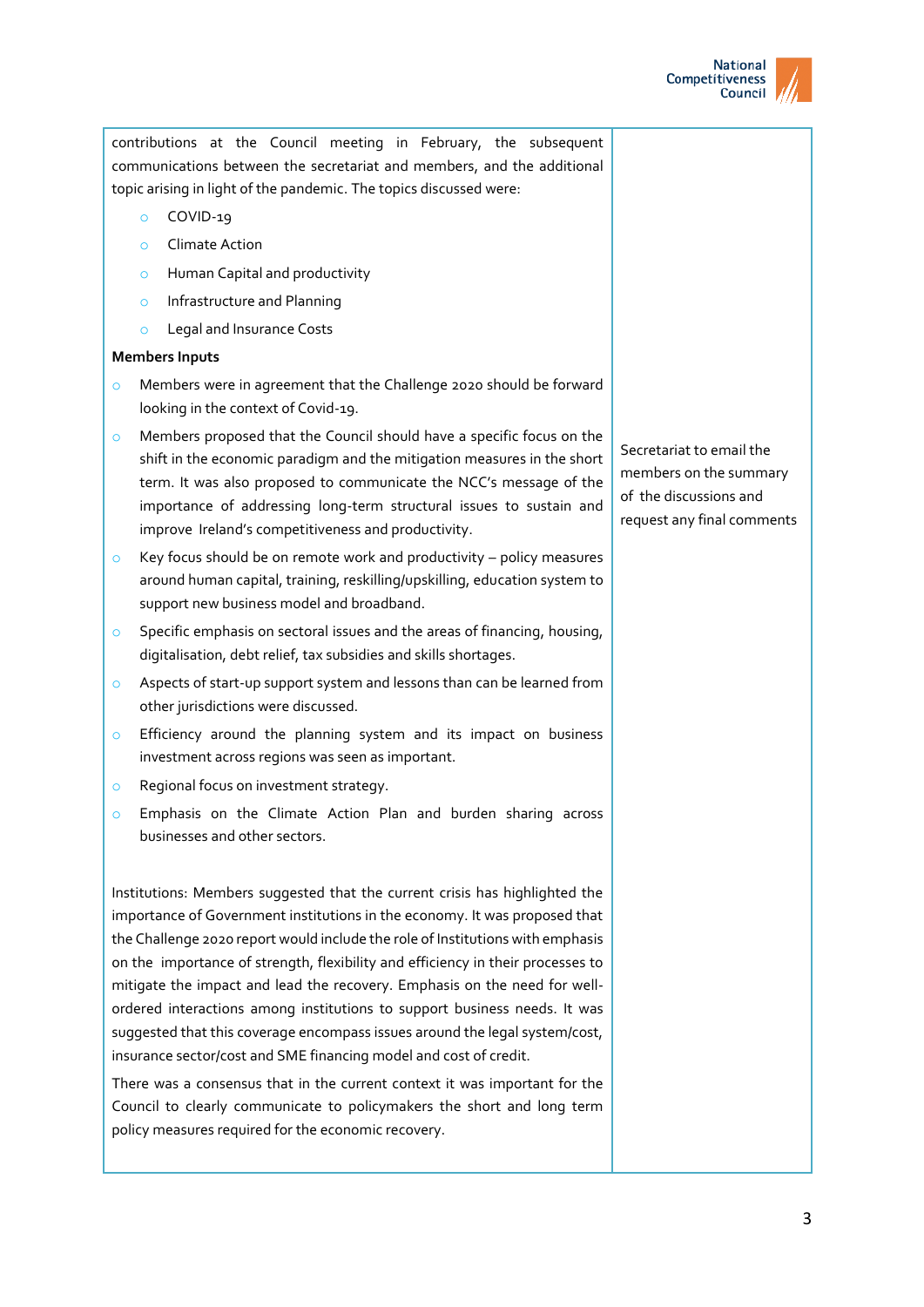| | |
|---|---|
| contributions at the Council meeting in February, the subsequent communications between the secretariat and members, and the additional topic arising in light of the pandemic. The topics discussed were:<br>◦ COVID-19<br>◦ Climate Action<br>◦ Human Capital and productivity<br>◦ Infrastructure and Planning<br>◦ Legal and Insurance Costs<br>**Members Inputs**<br>◦ Members were in agreement that the Challenge 2020 should be forward looking in the context of Covid-19.<br>◦ Members proposed that the Council should have a specific focus on the shift in the economic paradigm and the mitigation measures in the short term. It was also proposed to communicate the NCC's message of the importance of addressing long-term structural issues to sustain and improve Ireland's competitiveness and productivity.<br>◦ Key focus should be on remote work and productivity – policy measures around human capital, training, reskilling/upskilling, education system to support new business model and broadband.<br>◦ Specific emphasis on sectoral issues and the areas of financing, housing, digitalisation, debt relief, tax subsidies and skills shortages.<br>◦ Aspects of start-up support system and lessons than can be learned from other jurisdictions were discussed.<br>◦ Efficiency around the planning system and its impact on business investment across regions was seen as important.<br>◦ Regional focus on investment strategy.<br>◦ Emphasis on the Climate Action Plan and burden sharing across businesses and other sectors.<br><br>Institutions: Members suggested that the current crisis has highlighted the importance of Government institutions in the economy. It was proposed that the Challenge 2020 report would include the role of Institutions with emphasis on the importance of strength, flexibility and efficiency in their processes to mitigate the impact and lead the recovery. Emphasis on the need for well-ordered interactions among institutions to support business needs. It was suggested that this coverage encompass issues around the legal system/cost, insurance sector/cost and SME financing model and cost of credit.<br>There was a consensus that in the current context it was important for the Council to clearly communicate to policymakers the short and long term policy measures required for the economic recovery. | Secretariat to email the members on the summary of the discussions and request any final comments |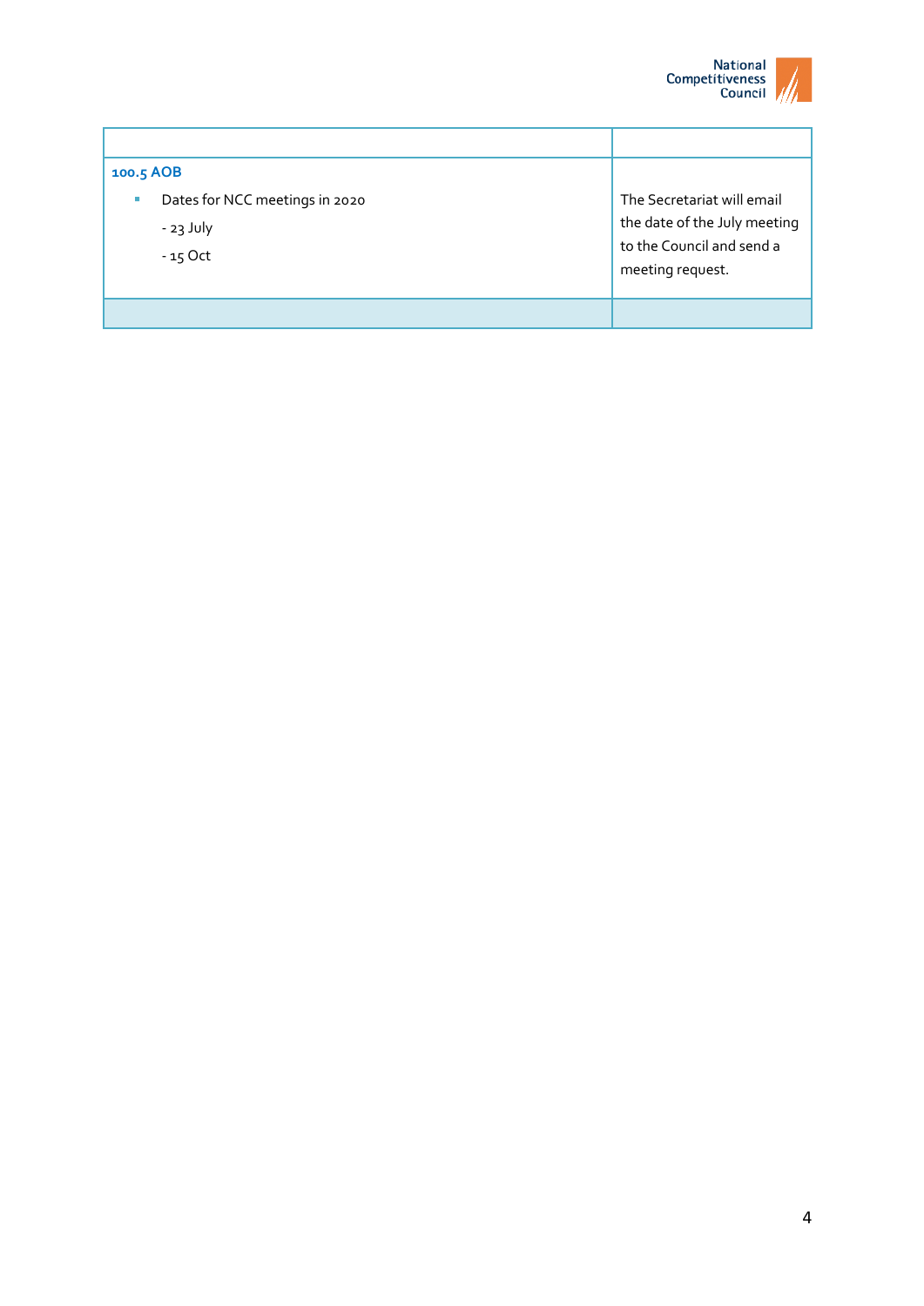| | |
|---|---|
| **100.5 AOB**<br><br>- Dates for NCC meetings in 2020<br>  - 23 July<br>  - 15 Oct | The Secretariat will email the date of the July meeting to the Council and send a meeting request. |
| | |